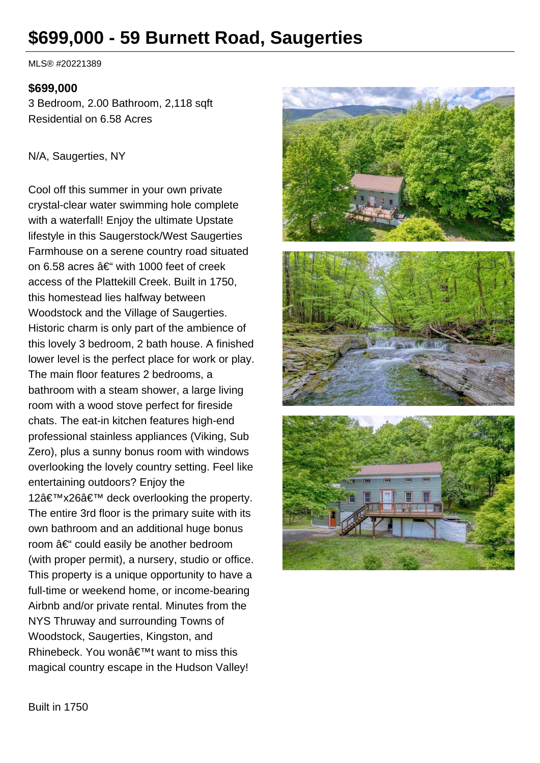# $699,000 - 59 Burnett Road, Saugerties

MLS® #20221389

**$699,000**

3 Bedroom, 2.00 Bathroom, 2,118 sqft

Residential on 6.58 Acres

N/A, Saugerties, NY

Cool off this summer in your own private crystal-clear water swimming hole complete with a waterfall! Enjoy the ultimate Upstate lifestyle in this Saugerstock/West Saugerties Farmhouse on a serene country road situated on 6.58 acres â€“ with 1000 feet of creek access of the Plattekill Creek. Built in 1750, this homestead lies halfway between Woodstock and the Village of Saugerties. Historic charm is only part of the ambience of this lovely 3 bedroom, 2 bath house. A finished lower level is the perfect place for work or play. The main floor features 2 bedrooms, a bathroom with a steam shower, a large living room with a wood stove perfect for fireside chats. The eat-in kitchen features high-end professional stainless appliances (Viking, Sub Zero), plus a sunny bonus room with windows overlooking the lovely country setting. Feel like entertaining outdoors? Enjoy the 12â€™x26â€™ deck overlooking the property. The entire 3rd floor is the primary suite with its own bathroom and an additional huge bonus room â€“ could easily be another bedroom (with proper permit), a nursery, studio or office. This property is a unique opportunity to have a full-time or weekend home, or income-bearing Airbnb and/or private rental. Minutes from the NYS Thruway and surrounding Towns of Woodstock, Saugerties, Kingston, and Rhinebeck. You wonâ€™t want to miss this magical country escape in the Hudson Valley!

Built in 1750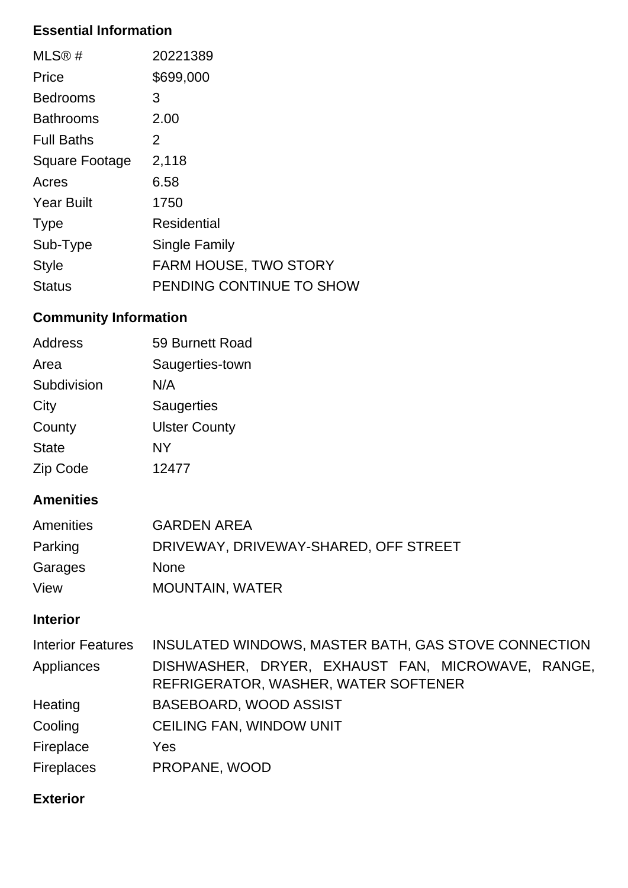### Essential Information

| | |
|---|---|
| MLS® # | 20221389 |
| Price | $699,000 |
| Bedrooms | 3 |
| Bathrooms | 2.00 |
| Full Baths | 2 |
| Square Footage | 2,118 |
| Acres | 6.58 |
| Year Built | 1750 |
| Type | Residential |
| Sub-Type | Single Family |
| Style | FARM HOUSE, TWO STORY |
| Status | PENDING CONTINUE TO SHOW |

### Community Information

| | |
|---|---|
| Address | 59 Burnett Road |
| Area | Saugerties-town |
| Subdivision | N/A |
| City | Saugerties |
| County | Ulster County |
| State | NY |
| Zip Code | 12477 |

### Amenities

| | |
|---|---|
| Amenities | GARDEN AREA |
| Parking | DRIVEWAY, DRIVEWAY-SHARED, OFF STREET |
| Garages | None |
| View | MOUNTAIN, WATER |

### Interior

| | |
|---|---|
| Interior Features | INSULATED WINDOWS, MASTER BATH, GAS STOVE CONNECTION |
| Appliances | DISHWASHER, DRYER, EXHAUST FAN, MICROWAVE, RANGE, REFRIGERATOR, WASHER, WATER SOFTENER |
| Heating | BASEBOARD, WOOD ASSIST |
| Cooling | CEILING FAN, WINDOW UNIT |
| Fireplace | Yes |
| Fireplaces | PROPANE, WOOD |

### Exterior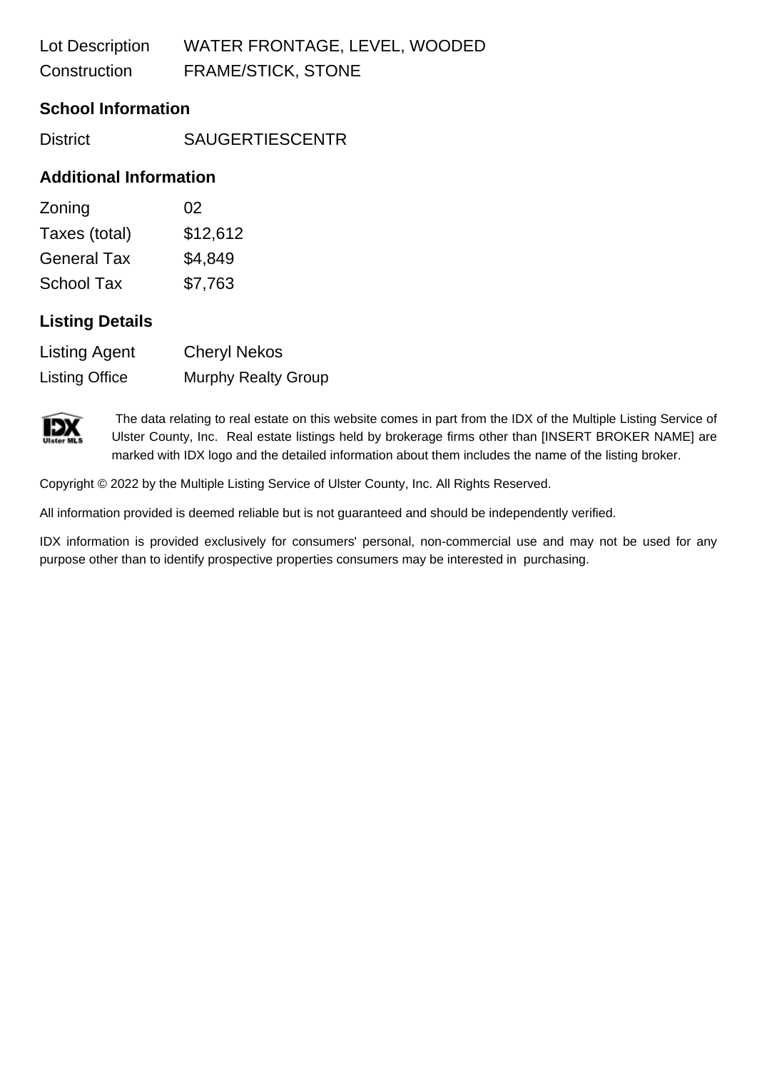| | |
|---|---|
| Lot Description | WATER FRONTAGE, LEVEL, WOODED |
| Construction | FRAME/STICK, STONE |

### School Information

| | |
|---|---|
| District | SAUGERTIESCENTR |

### Additional Information

| | |
|---|---|
| Zoning | 02 |
| Taxes (total) | $12,612 |
| General Tax | $4,849 |
| School Tax | $7,763 |

### Listing Details

| | |
|---|---|
| Listing Agent | Cheryl Nekos |
| Listing Office | Murphy Realty Group |

The data relating to real estate on this website comes in part from the IDX of the Multiple Listing Service of Ulster County, Inc. Real estate listings held by brokerage firms other than [INSERT BROKER NAME] are marked with IDX logo and the detailed information about them includes the name of the listing broker.

Copyright © 2022 by the Multiple Listing Service of Ulster County, Inc. All Rights Reserved.

All information provided is deemed reliable but is not guaranteed and should be independently verified.

IDX information is provided exclusively for consumers' personal, non-commercial use and may not be used for any purpose other than to identify prospective properties consumers may be interested in purchasing.